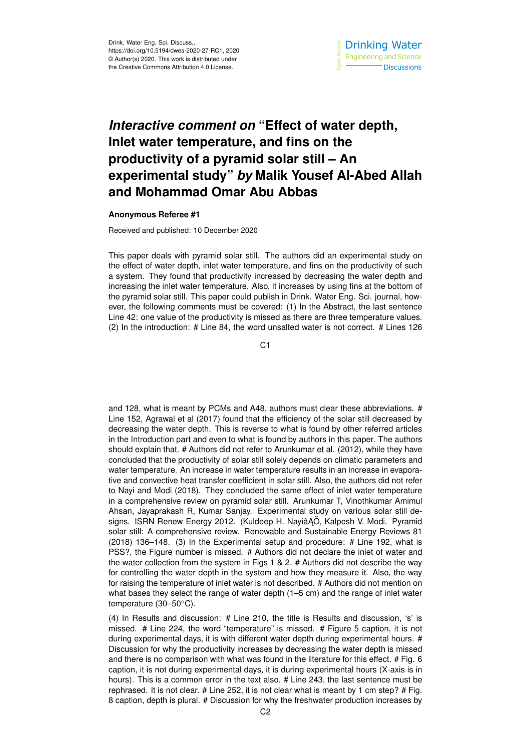# *Interactive comment on* "Effect of water depth, Inlet water temperature, and fins on the productivity of a pyramid solar still – An experimental study" *by* Malik Yousef Al-Abed Allah and Mohammad Omar Abu Abbas

**Anonymous Referee #1**

Received and published: 10 December 2020

This paper deals with pyramid solar still. The authors did an experimental study on the effect of water depth, inlet water temperature, and fins on the productivity of such a system. They found that productivity increased by decreasing the water depth and increasing the inlet water temperature. Also, it increases by using fins at the bottom of the pyramid solar still. This paper could publish in Drink. Water Eng. Sci. journal, however, the following comments must be covered: (1) In the Abstract, the last sentence Line 42: one value of the productivity is missed as there are three temperature values. (2) In the introduction: # Line 84, the word unsalted water is not correct. # Lines 126 and 128, what is meant by PCMs and A48, authors must clear these abbreviations. # Line 152, Agrawal et al (2017) found that the efficiency of the solar still decreased by decreasing the water depth. This is reverse to what is found by other referred articles in the Introduction part and even to what is found by authors in this paper. The authors should explain that. # Authors did not refer to Arunkumar et al. (2012), while they have concluded that the productivity of solar still solely depends on climatic parameters and water temperature. An increase in water temperature results in an increase in evaporative and convective heat transfer coefficient in solar still. Also, the authors did not refer to Nayi and Modi (2018). They concluded the same effect of inlet water temperature in a comprehensive review on pyramid solar still. Arunkumar T, Vinothkumar Amimul Ahsan, Jayaprakash R, Kumar Sanjay. Experimental study on various solar still designs. ISRN Renew Energy 2012. (Kuldeep H. NayiâĄŐ, Kalpesh V. Modi. Pyramid solar still: A comprehensive review. Renewable and Sustainable Energy Reviews 81 (2018) 136–148. (3) In the Experimental setup and procedure: # Line 192, what is PSS?, the Figure number is missed. # Authors did not declare the inlet of water and the water collection from the system in Figs 1 & 2. # Authors did not describe the way for controlling the water depth in the system and how they measure it. Also, the way for raising the temperature of inlet water is not described. # Authors did not mention on what bases they select the range of water depth (1–5 cm) and the range of inlet water temperature (30–50°C).

(4) In Results and discussion: # Line 210, the title is Results and discussion, 's' is missed. # Line 224, the word "temperature" is missed. # Figure 5 caption, it is not during experimental days, it is with different water depth during experimental hours. # Discussion for why the productivity increases by decreasing the water depth is missed and there is no comparison with what was found in the literature for this effect. # Fig. 6 caption, it is not during experimental days, it is during experimental hours (X-axis is in hours). This is a common error in the text also. # Line 243, the last sentence must be rephrased. It is not clear. # Line 252, it is not clear what is meant by 1 cm step? # Fig. 8 caption, depth is plural. # Discussion for why the freshwater production increases by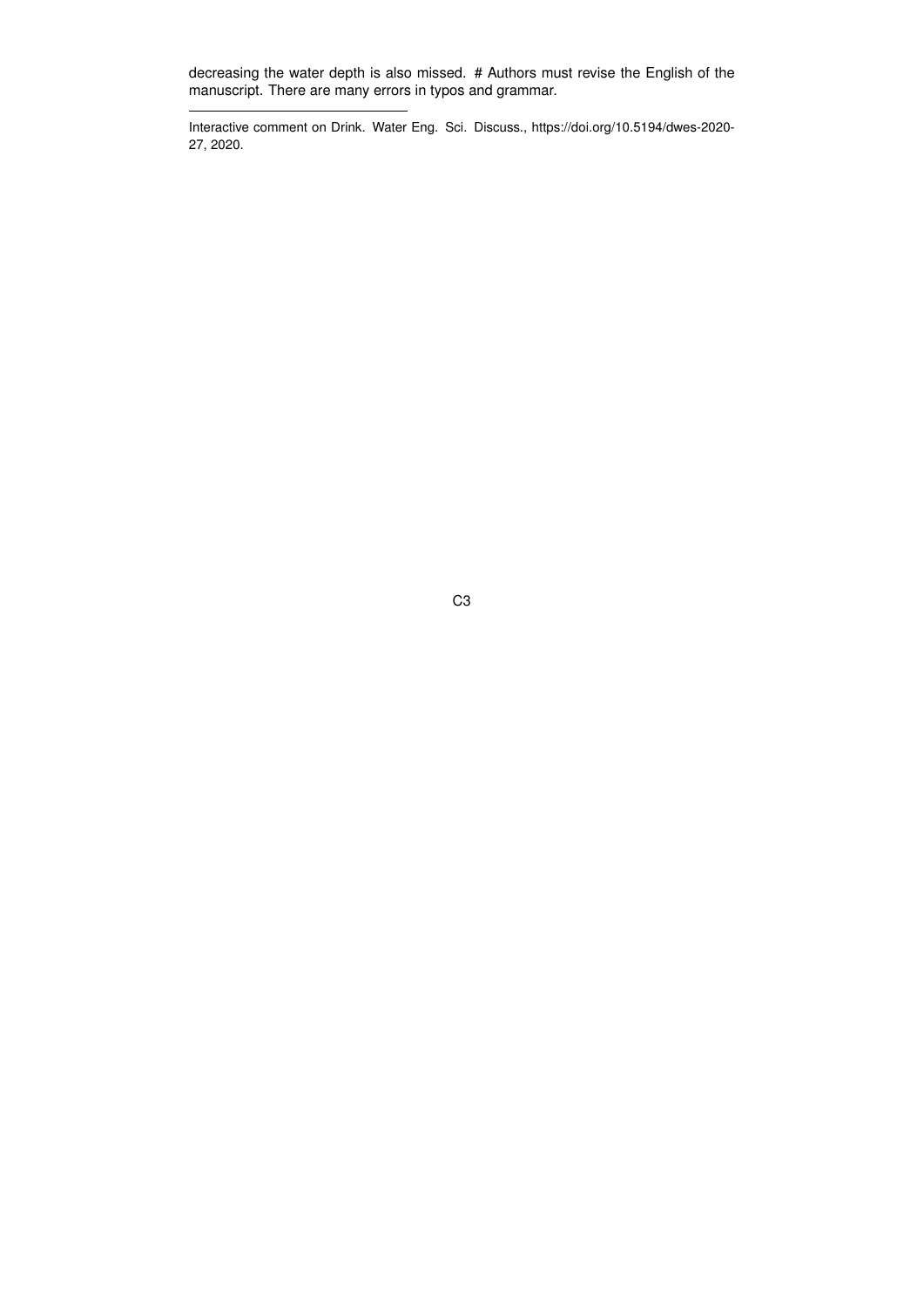decreasing the water depth is also missed. # Authors must revise the English of the manuscript. There are many errors in typos and grammar.

---

Interactive comment on Drink. Water Eng. Sci. Discuss., https://doi.org/10.5194/dwes-2020-27, 2020.